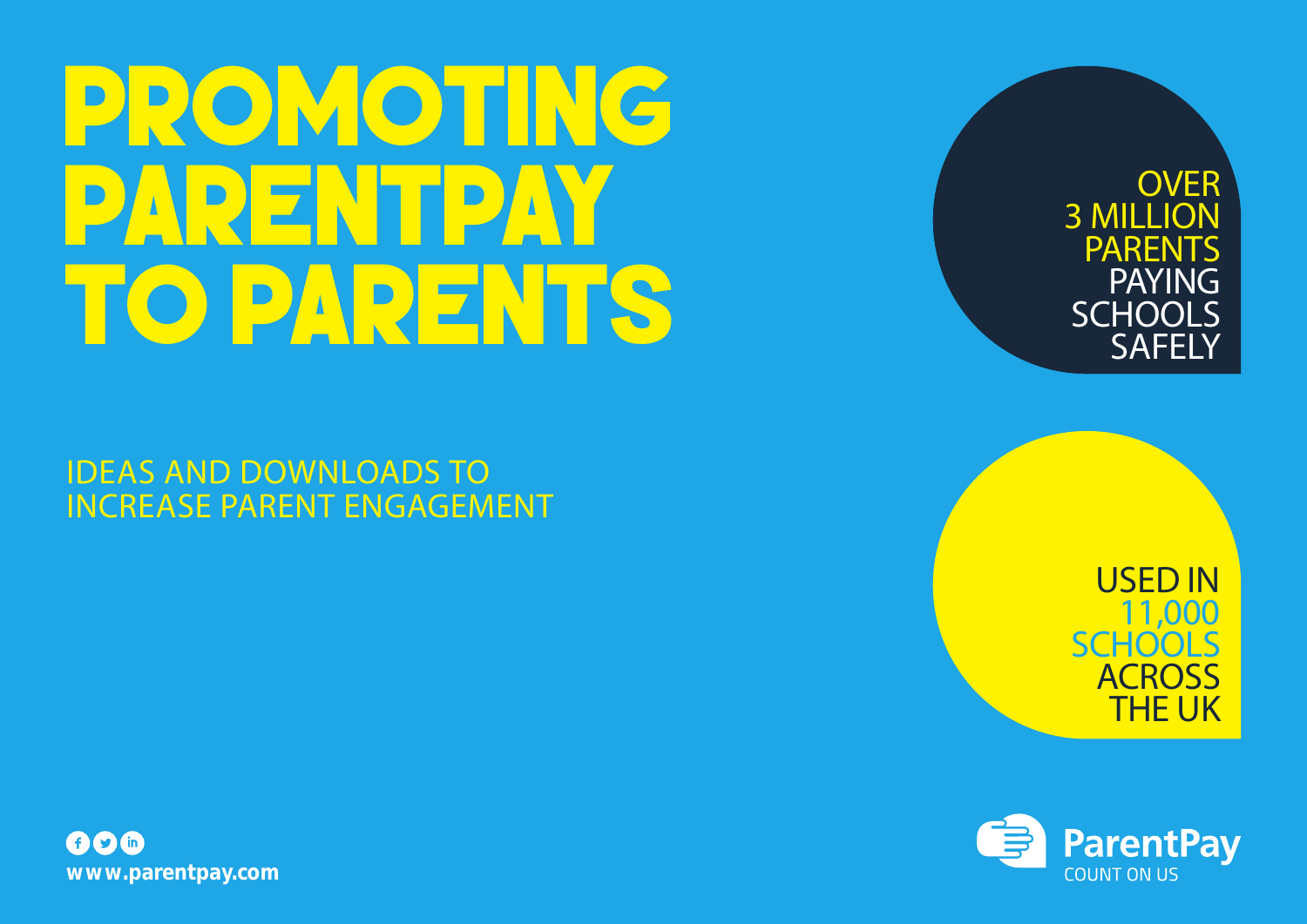# PROMOTING PARENTPAY TO PARENTS

IDEAS AND DOWNLOADS TO INCREASE PARENT ENGAGEMENT

OVER 3 MILLION PARENTS PAYING SCHOOLS SAFELY

USED IN 11,000 SCHOOLS ACROSS THE UK

www.parentpay.com

ParentPay
COUNT ON US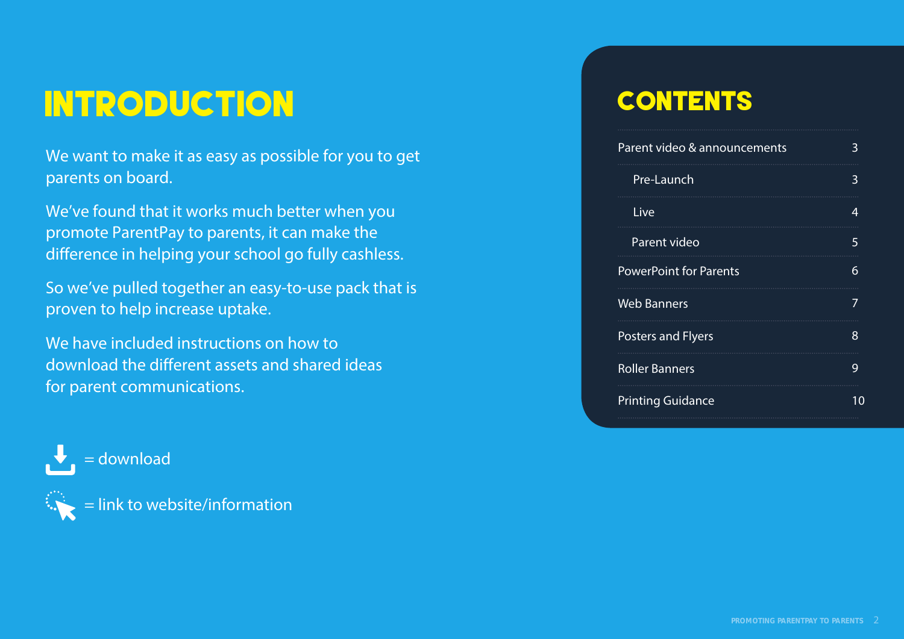# INTRODUCTION

We want to make it as easy as possible for you to get parents on board.

We've found that it works much better when you promote ParentPay to parents, it can make the difference in helping your school go fully cashless.

So we've pulled together an easy-to-use pack that is proven to help increase uptake.

We have included instructions on how to download the different assets and shared ideas for parent communications.

= download

= link to website/information

## CONTENTS

| | |
|---|---|
| Parent video & announcements | 3 |
| Pre-Launch | 3 |
| Live | 4 |
| Parent video | 5 |
| PowerPoint for Parents | 6 |
| Web Banners | 7 |
| Posters and Flyers | 8 |
| Roller Banners | 9 |
| Printing Guidance | 10 |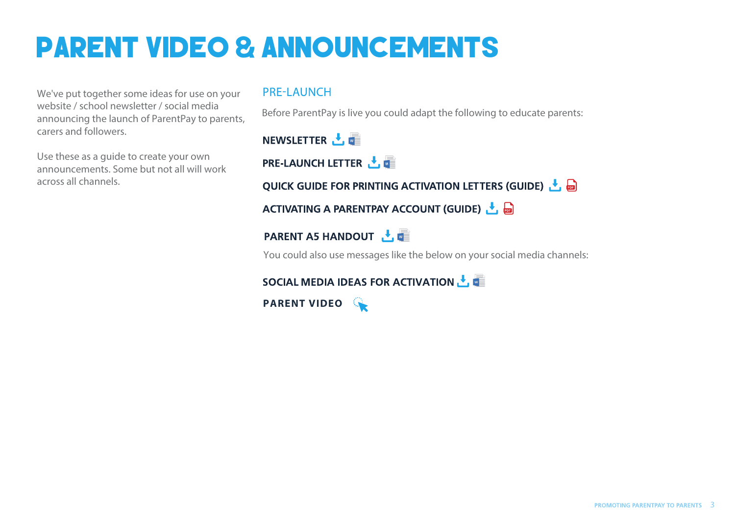# PARENT VIDEO & ANNOUNCEMENTS

We've put together some ideas for use on your website / school newsletter / social media announcing the launch of ParentPay to parents, carers and followers.

Use these as a guide to create your own announcements. Some but not all will work across all channels.

## PRE-LAUNCH

Before ParentPay is live you could adapt the following to educate parents:

**NEWSLETTER**

**PRE-LAUNCH LETTER**

**QUICK GUIDE FOR PRINTING ACTIVATION LETTERS (GUIDE)**

**ACTIVATING A PARENTPAY ACCOUNT (GUIDE)**

**PARENT A5 HANDOUT**

You could also use messages like the below on your social media channels:

**SOCIAL MEDIA IDEAS FOR ACTIVATION**

**PARENT VIDEO**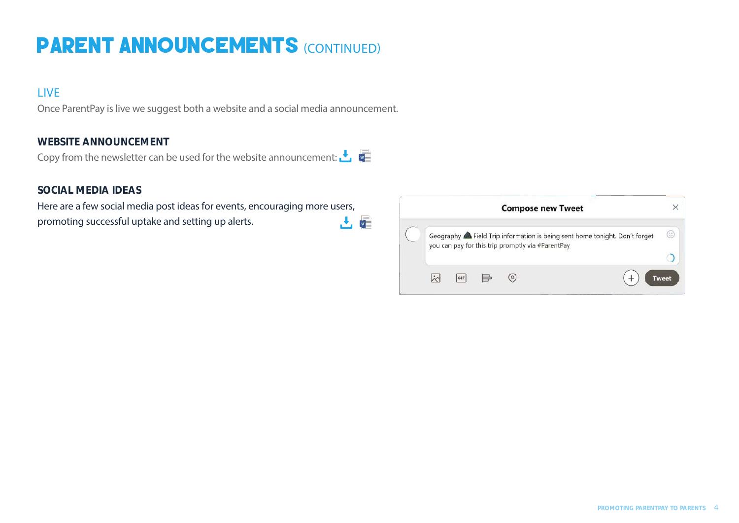# PARENT ANNOUNCEMENTS (CONTINUED)

## LIVE

Once ParentPay is live we suggest both a website and a social media announcement.

### WEBSITE ANNOUNCEMENT

Copy from the newsletter can be used for the website announcement:

### SOCIAL MEDIA IDEAS

Here are a few social media post ideas for events, encouraging more users, promoting successful uptake and setting up alerts.

**Compose new Tweet**

Geography ⛰ Field Trip information is being sent home tonight. Don't forget you can pay for this trip promptly via #ParentPay

Tweet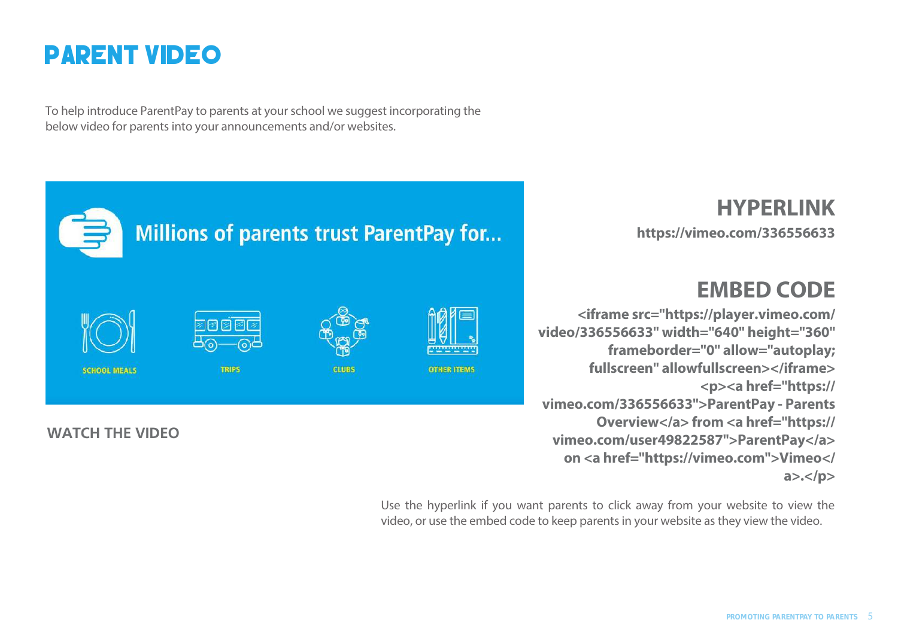# PARENT VIDEO

To help introduce ParentPay to parents at your school we suggest incorporating the below video for parents into your announcements and/or websites.

Millions of parents trust ParentPay for...

SCHOOL MEALS

TRIPS

CLUBS

OTHER ITEMS

**WATCH THE VIDEO**

## HYPERLINK

**https://vimeo.com/336556633**

## EMBED CODE

```
<iframe src="https://player.vimeo.com/video/336556633" width="640" height="360" frameborder="0" allow="autoplay; fullscreen" allowfullscreen></iframe> <p><a href="https://vimeo.com/336556633">ParentPay - Parents Overview</a> from <a href="https://vimeo.com/user49822587">ParentPay</a> on <a href="https://vimeo.com">Vimeo</a>.</p>
```

Use the hyperlink if you want parents to click away from your website to view the video, or use the embed code to keep parents in your website as they view the video.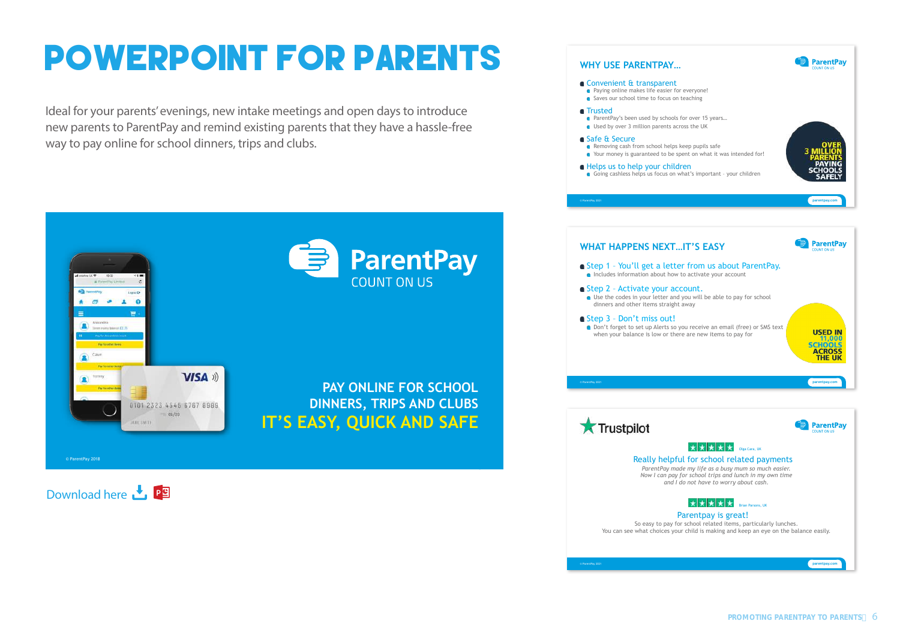# POWERPOINT FOR PARENTS

Ideal for your parents' evenings, new intake meetings and open days to introduce new parents to ParentPay and remind existing parents that they have a hassle-free way to pay online for school dinners, trips and clubs.

ParentPay
COUNT ON US

PAY ONLINE FOR SCHOOL DINNERS, TRIPS AND CLUBS
IT'S EASY, QUICK AND SAFE

© ParentPay 2018

Download here

## WHY USE PARENTPAY…

- Convenient & transparent
  - Paying online makes life easier for everyone!
  - Saves our school time to focus on teaching
- Trusted
  - ParentPay's been used by schools for over 15 years…
  - Used by over 3 million parents across the UK
- Safe & Secure
  - Removing cash from school helps keep pupils safe
  - Your money is guaranteed to be spent on what it was intended for!
- Helps us to help your children
  - Going cashless helps us focus on what's important – your children

OVER 3 MILLION PARENTS PAYING SCHOOLS SAFELY

## WHAT HAPPENS NEXT…IT'S EASY

- Step 1 – You'll get a letter from us about ParentPay.
  - Includes information about how to activate your account
- Step 2 – Activate your account.
  - Use the codes in your letter and you will be able to pay for school dinners and other items straight away
- Step 3 – Don't miss out!
  - Don't forget to set up Alerts so you receive an email (free) or SMS text when your balance is low or there are new items to pay for

USED IN 11,000 SCHOOLS ACROSS THE UK

## Trustpilot

Olga Cara, UK

**Really helpful for school related payments**

*ParentPay made my life as a busy mum so much easier. Now I can pay for school trips and lunch in my own time and I do not have to worry about cash.*

Brian Parsons, UK

**Parentpay is great!**

So easy to pay for school related items, particularly lunches. You can see what choices your child is making and keep an eye on the balance easily.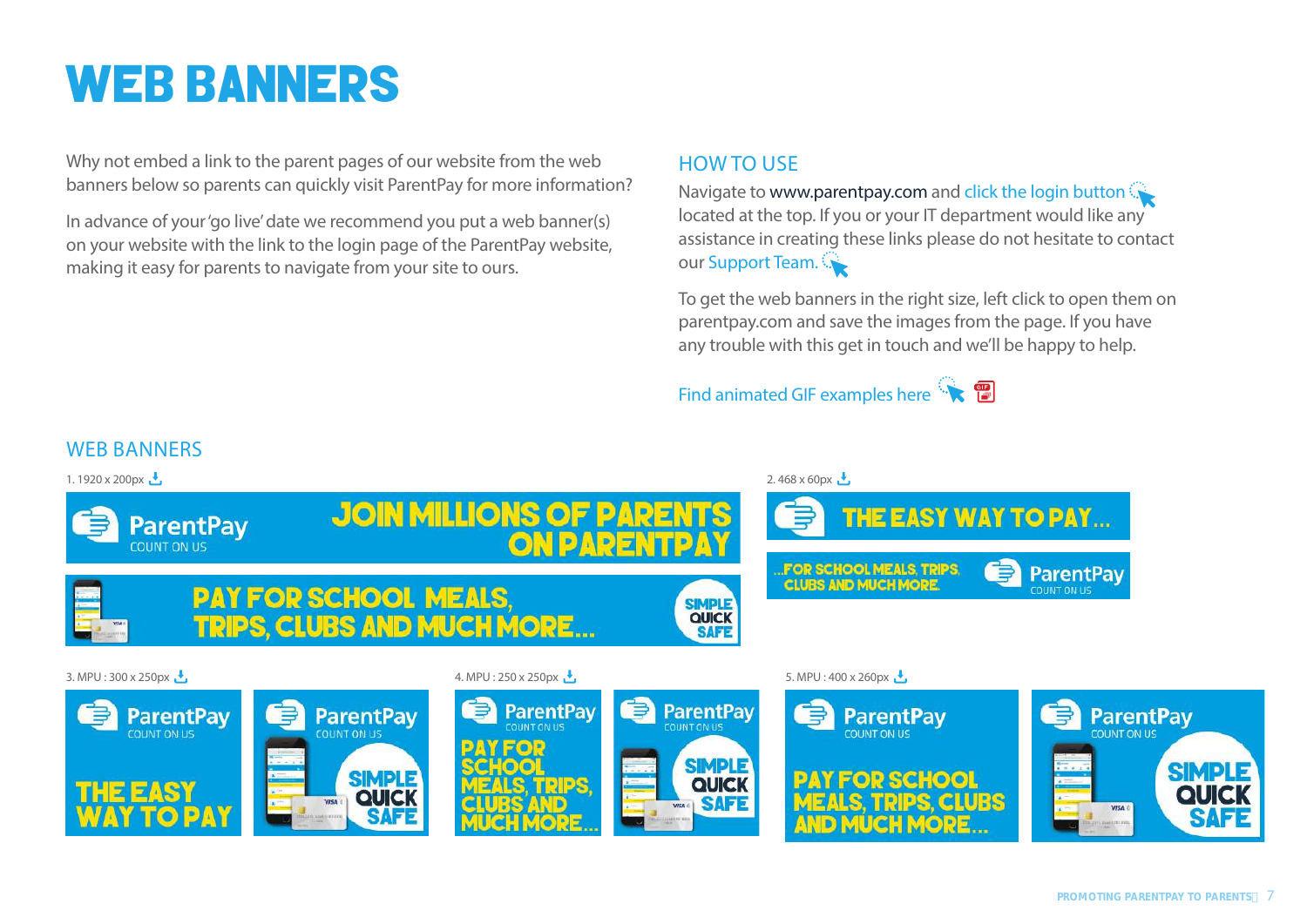# WEB BANNERS

Why not embed a link to the parent pages of our website from the web banners below so parents can quickly visit ParentPay for more information?

In advance of your 'go live' date we recommend you put a web banner(s) on your website with the link to the login page of the ParentPay website, making it easy for parents to navigate from your site to ours.

## HOW TO USE

Navigate to www.parentpay.com and click the login button located at the top. If you or your IT department would like any assistance in creating these links please do not hesitate to contact our Support Team.

To get the web banners in the right size, left click to open them on parentpay.com and save the images from the page. If you have any trouble with this get in touch and we'll be happy to help.

Find animated GIF examples here

## WEB BANNERS

1. 1920 x 200px

ParentPay COUNT ON US — JOIN MILLIONS OF PARENTS ON PARENTPAY

PAY FOR SCHOOL MEALS, TRIPS, CLUBS AND MUCH MORE... SIMPLE QUICK SAFE

2. 468 x 60px

THE EASY WAY TO PAY...

...FOR SCHOOL MEALS, TRIPS, CLUBS AND MUCH MORE. ParentPay COUNT ON US

3. MPU : 300 x 250px

ParentPay COUNT ON US — THE EASY WAY TO PAY

ParentPay COUNT ON US — SIMPLE QUICK SAFE

4. MPU : 250 x 250px

ParentPay COUNT ON US — PAY FOR SCHOOL MEALS, TRIPS, CLUBS AND MUCH MORE...

ParentPay COUNT ON US — SIMPLE QUICK SAFE

5. MPU : 400 x 260px

ParentPay COUNT ON US — PAY FOR SCHOOL MEALS, TRIPS, CLUBS AND MUCH MORE...

ParentPay COUNT ON US — SIMPLE QUICK SAFE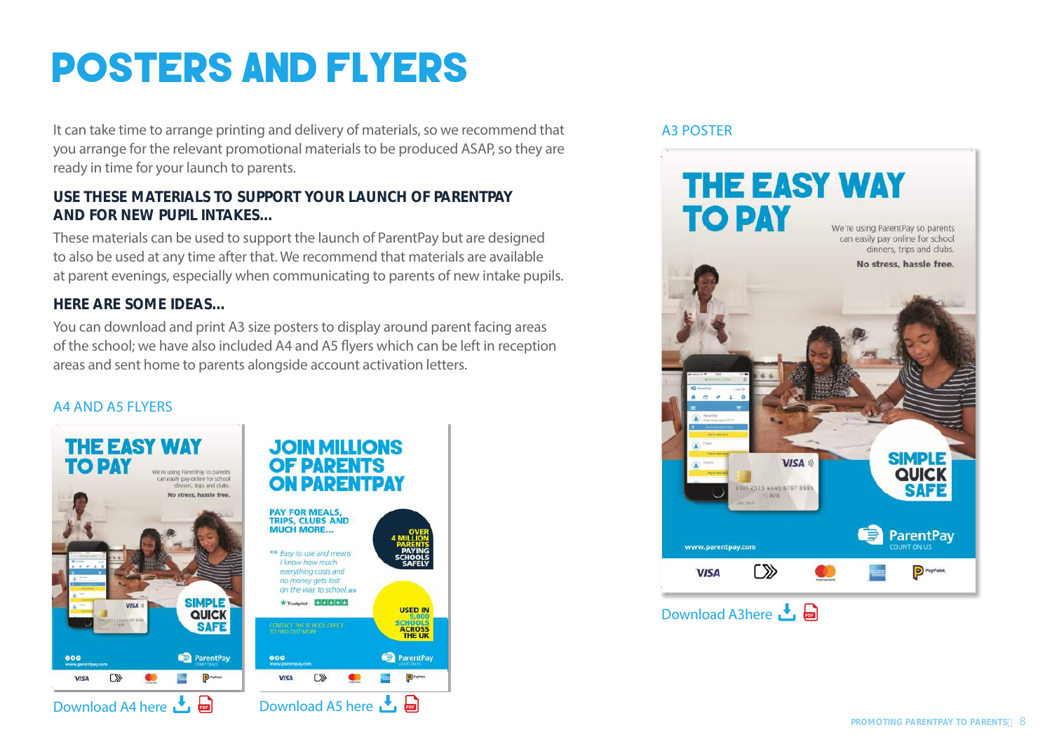# POSTERS AND FLYERS

It can take time to arrange printing and delivery of materials, so we recommend that you arrange for the relevant promotional materials to be produced ASAP, so they are ready in time for your launch to parents.

**USE THESE MATERIALS TO SUPPORT YOUR LAUNCH OF PARENTPAY AND FOR NEW PUPIL INTAKES...**

These materials can be used to support the launch of ParentPay but are designed to also be used at any time after that. We recommend that materials are available at parent evenings, especially when communicating to parents of new intake pupils.

**HERE ARE SOME IDEAS...**

You can download and print A3 size posters to display around parent facing areas of the school; we have also included A4 and A5 flyers which can be left in reception areas and sent home to parents alongside account activation letters.

A4 AND A5 FLYERS

Download A4 here

Download A5 here

A3 POSTER

Download A3here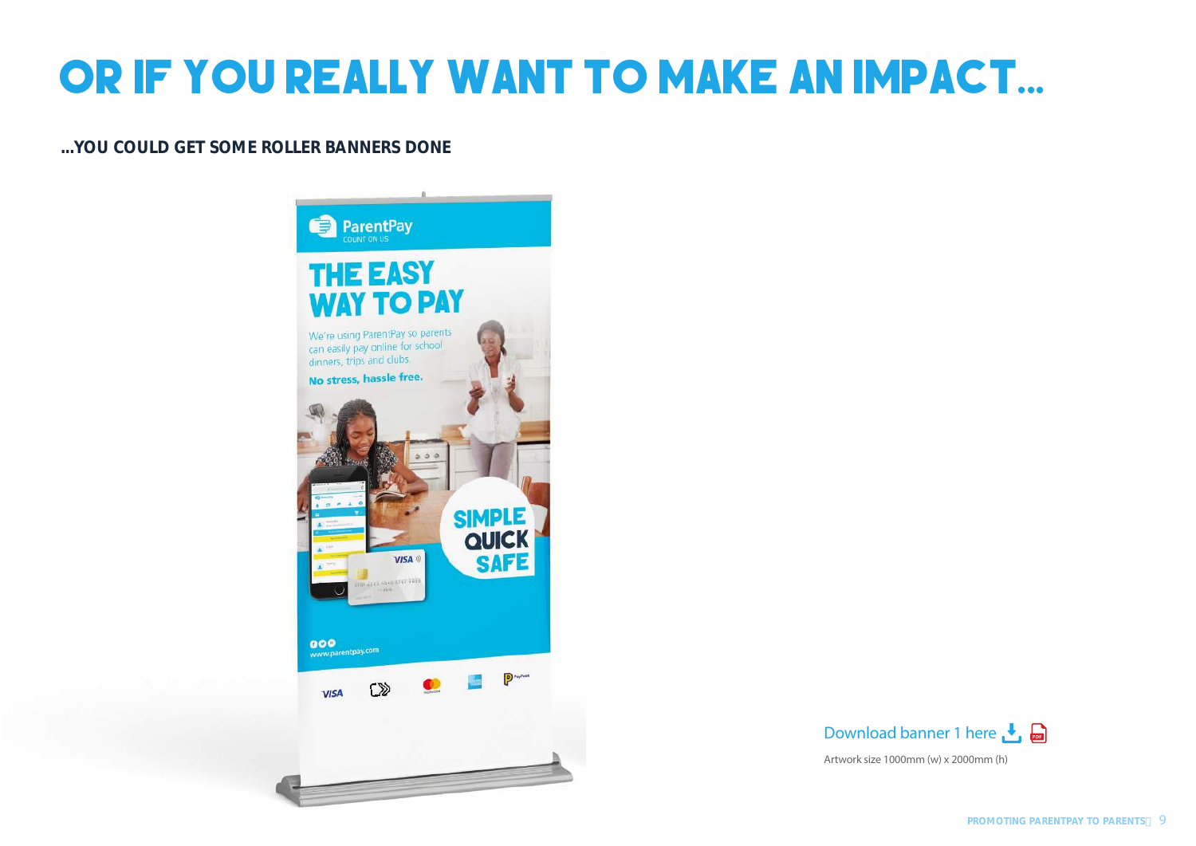# OR IF YOU REALLY WANT TO MAKE AN IMPACT...

**...YOU COULD GET SOME ROLLER BANNERS DONE**

Download banner 1 here

Artwork size 1000mm (w) x 2000mm (h)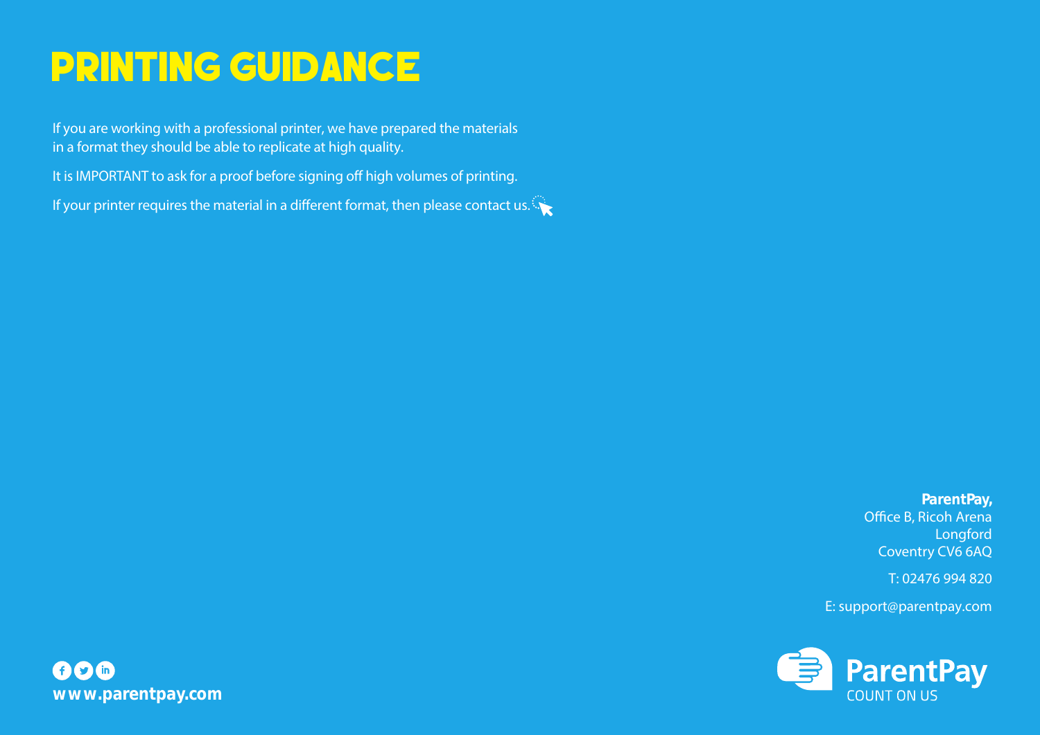# PRINTING GUIDANCE

If you are working with a professional printer, we have prepared the materials in a format they should be able to replicate at high quality.

It is IMPORTANT to ask for a proof before signing off high volumes of printing.

If your printer requires the material in a different format, then please contact us.

**ParentPay,**
Office B, Ricoh Arena
Longford
Coventry CV6 6AQ

T: 02476 994 820

E: support@parentpay.com

**www.parentpay.com**

ParentPay
COUNT ON US